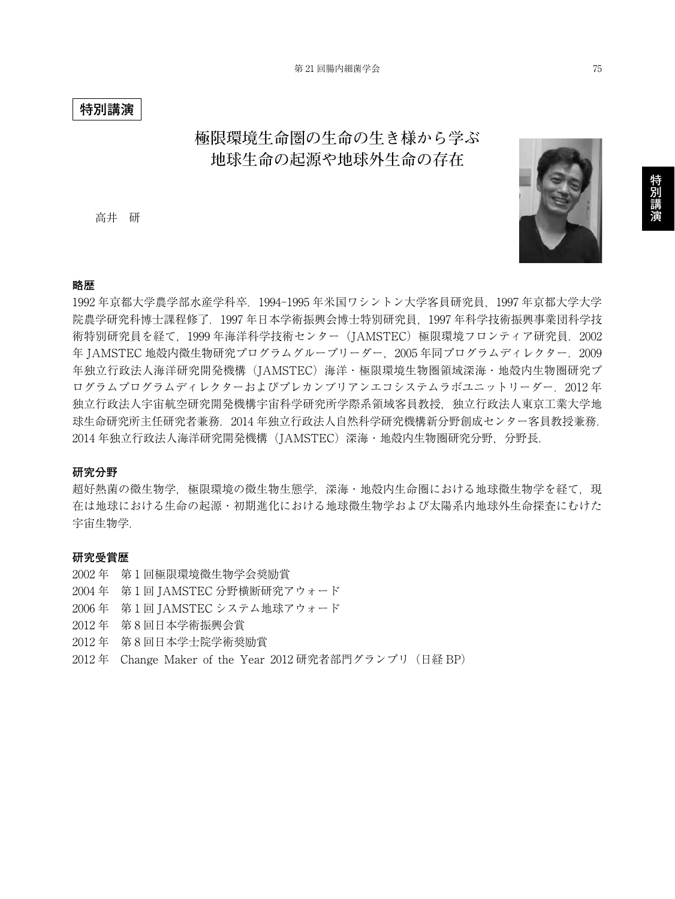**特別講演**

# 極限環境生命圏の生命の生き様から学ぶ 地球生命の起源や地球外生命の存在

高井　研

## 略歴

1992 年京都大学農学部水産学科卒．1994-1995 年米国ワシントン大学客員研究員，1997 年京都大学大学院農学研究科博士課程修了．1997 年日本学術振興会博士特別研究員，1997 年科学技術振興事業団科学技術特別研究員を経て，1999 年海洋科学技術センター（JAMSTEC）極限環境フロンティア研究員．2002 年 JAMSTEC 地殻内微生物研究プログラムグループリーダー，2005 年同プログラムディレクター．2009 年独立行政法人海洋研究開発機構（JAMSTEC）海洋・極限環境生物圏領域深海・地殻内生物圏研究プログラムプログラムディレクターおよびプレカンブリアンエコシステムラボユニットリーダー．2012 年独立行政法人宇宙航空研究開発機構宇宙科学研究所学際系領域客員教授，独立行政法人東京工業大学地球生命研究所主任研究者兼務．2014 年独立行政法人自然科学研究機構新分野創成センター客員教授兼務．2014 年独立行政法人海洋研究開発機構（JAMSTEC）深海・地殻内生物圏研究分野，分野長．

## 研究分野

超好熱菌の微生物学，極限環境の微生物生態学，深海・地殻内生命圏における地球微生物学を経て，現在は地球における生命の起源・初期進化における地球微生物学および太陽系内地球外生命探査にむけた宇宙生物学．

## 研究受賞歴

2002 年　第 1 回極限環境微生物学会奨励賞
2004 年　第 1 回 JAMSTEC 分野横断研究アウォード
2006 年　第 1 回 JAMSTEC システム地球アウォード
2012 年　第 8 回日本学術振興会賞
2012 年　第 8 回日本学士院学術奨励賞
2012 年　Change Maker of the Year 2012 研究者部門グランプリ（日経 BP）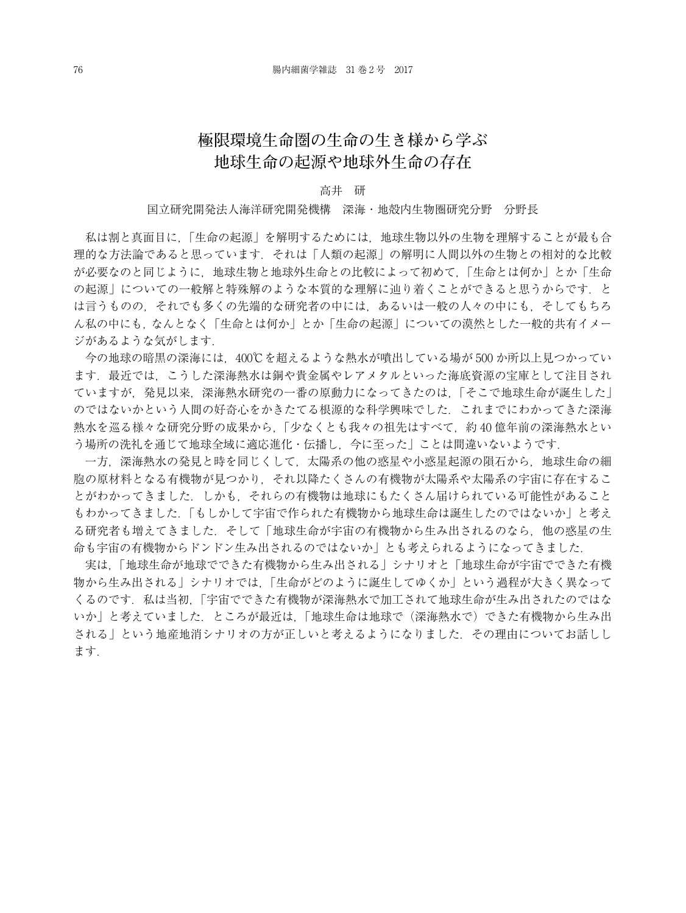# 極限環境生命圏の生命の生き様から学ぶ 地球生命の起源や地球外生命の存在

高井　研

国立研究開発法人海洋研究開発機構　深海・地殻内生物圏研究分野　分野長

私は割と真面目に，「生命の起源」を解明するためには，地球生物以外の生物を理解することが最も合理的な方法論であると思っています．それは「人類の起源」の解明に人間以外の生物との相対的な比較が必要なのと同じように，地球生物と地球外生命との比較によって初めて，「生命とは何か」とか「生命の起源」についての一般解と特殊解のような本質的な理解に辿り着くことができると思うからです．とは言うものの，それでも多くの先端的な研究者の中には，あるいは一般の人々の中にも，そしてもちろん私の中にも，なんとなく「生命とは何か」とか「生命の起源」についての漠然とした一般的共有イメージがあるような気がします．

今の地球の暗黒の深海には，400℃を超えるような熱水が噴出している場が500か所以上見つかっています．最近では，こうした深海熱水は銅や貴金属やレアメタルといった海底資源の宝庫として注目されていますが，発見以来，深海熱水研究の一番の原動力になってきたのは，「そこで地球生命が誕生した」のではないかという人間の好奇心をかきたてる根源的な科学興味でした．これまでにわかってきた深海熱水を巡る様々な研究分野の成果から，「少なくとも我々の祖先はすべて，約40億年前の深海熱水という場所の洗礼を通じて地球全域に適応進化・伝播し，今に至った」ことは間違いないようです．

一方，深海熱水の発見と時を同じくして，太陽系の他の惑星や小惑星起源の隕石から，地球生命の細胞の原材料となる有機物が見つかり，それ以降たくさんの有機物が太陽系や太陽系の宇宙に存在することがわかってきました．しかも，それらの有機物は地球にもたくさん届けられている可能性があることもわかってきました．「もしかして宇宙で作られた有機物から地球生命は誕生したのではないか」と考える研究者も増えてきました．そして「地球生命が宇宙の有機物から生み出されるのなら，他の惑星の生命も宇宙の有機物からドンドン生み出されるのではないか」とも考えられるようになってきました．

実は，「地球生命が地球でできた有機物から生み出される」シナリオと「地球生命が宇宙でできた有機物から生み出される」シナリオでは，「生命がどのように誕生してゆくか」という過程が大きく異なってくるのです．私は当初，「宇宙でできた有機物が深海熱水で加工されて地球生命が生み出されたのではないか」と考えていました．ところが最近は，「地球生命は地球で（深海熱水で）できた有機物から生み出される」という地産地消シナリオの方が正しいと考えるようになりました．その理由についてお話しします．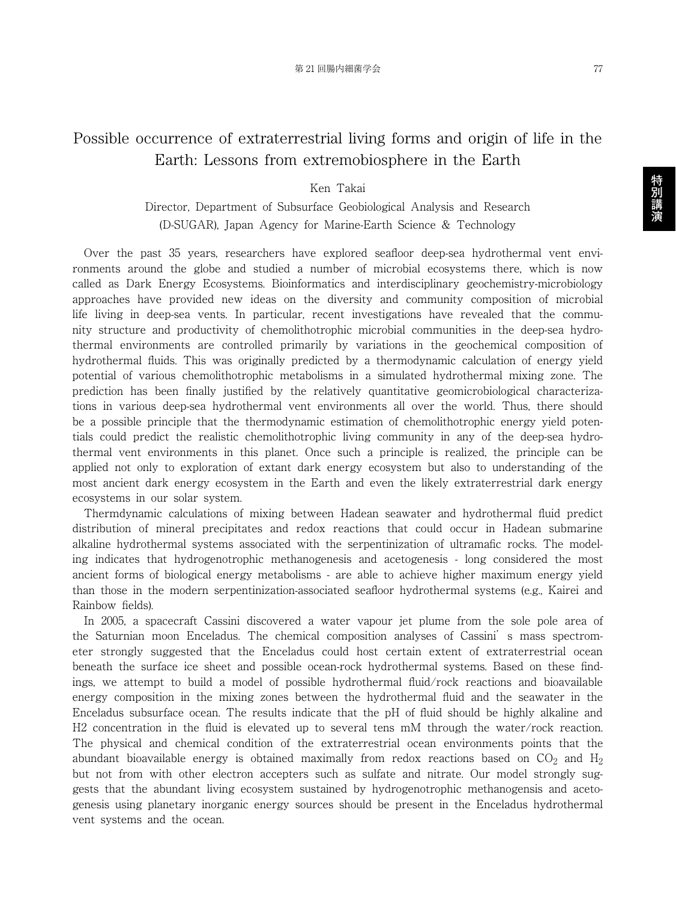# Possible occurrence of extraterrestrial living forms and origin of life in the Earth: Lessons from extremobiosphere in the Earth

Ken Takai

Director, Department of Subsurface Geobiological Analysis and Research (D-SUGAR), Japan Agency for Marine-Earth Science & Technology

Over the past 35 years, researchers have explored seafloor deep-sea hydrothermal vent environments around the globe and studied a number of microbial ecosystems there, which is now called as Dark Energy Ecosystems. Bioinformatics and interdisciplinary geochemistry-microbiology approaches have provided new ideas on the diversity and community composition of microbial life living in deep-sea vents. In particular, recent investigations have revealed that the community structure and productivity of chemolithotrophic microbial communities in the deep-sea hydrothermal environments are controlled primarily by variations in the geochemical composition of hydrothermal fluids. This was originally predicted by a thermodynamic calculation of energy yield potential of various chemolithotrophic metabolisms in a simulated hydrothermal mixing zone. The prediction has been finally justified by the relatively quantitative geomicrobiological characterizations in various deep-sea hydrothermal vent environments all over the world. Thus, there should be a possible principle that the thermodynamic estimation of chemolithotrophic energy yield potentials could predict the realistic chemolithotrophic living community in any of the deep-sea hydrothermal vent environments in this planet. Once such a principle is realized, the principle can be applied not only to exploration of extant dark energy ecosystem but also to understanding of the most ancient dark energy ecosystem in the Earth and even the likely extraterrestrial dark energy ecosystems in our solar system.

Thermdynamic calculations of mixing between Hadean seawater and hydrothermal fluid predict distribution of mineral precipitates and redox reactions that could occur in Hadean submarine alkaline hydrothermal systems associated with the serpentinization of ultramafic rocks. The modeling indicates that hydrogenotrophic methanogenesis and acetogenesis - long considered the most ancient forms of biological energy metabolisms - are able to achieve higher maximum energy yield than those in the modern serpentinization-associated seafloor hydrothermal systems (e.g., Kairei and Rainbow fields).

In 2005, a spacecraft Cassini discovered a water vapour jet plume from the sole pole area of the Saturnian moon Enceladus. The chemical composition analyses of Cassini' s mass spectrometer strongly suggested that the Enceladus could host certain extent of extraterrestrial ocean beneath the surface ice sheet and possible ocean-rock hydrothermal systems. Based on these findings, we attempt to build a model of possible hydrothermal fluid/rock reactions and bioavailable energy composition in the mixing zones between the hydrothermal fluid and the seawater in the Enceladus subsurface ocean. The results indicate that the pH of fluid should be highly alkaline and H2 concentration in the fluid is elevated up to several tens mM through the water/rock reaction. The physical and chemical condition of the extraterrestrial ocean environments points that the abundant bioavailable energy is obtained maximally from redox reactions based on $CO_2$ and $H_2$ but not from with other electron accepters such as sulfate and nitrate. Our model strongly suggests that the abundant living ecosystem sustained by hydrogenotrophic methanogensis and acetogenesis using planetary inorganic energy sources should be present in the Enceladus hydrothermal vent systems and the ocean.